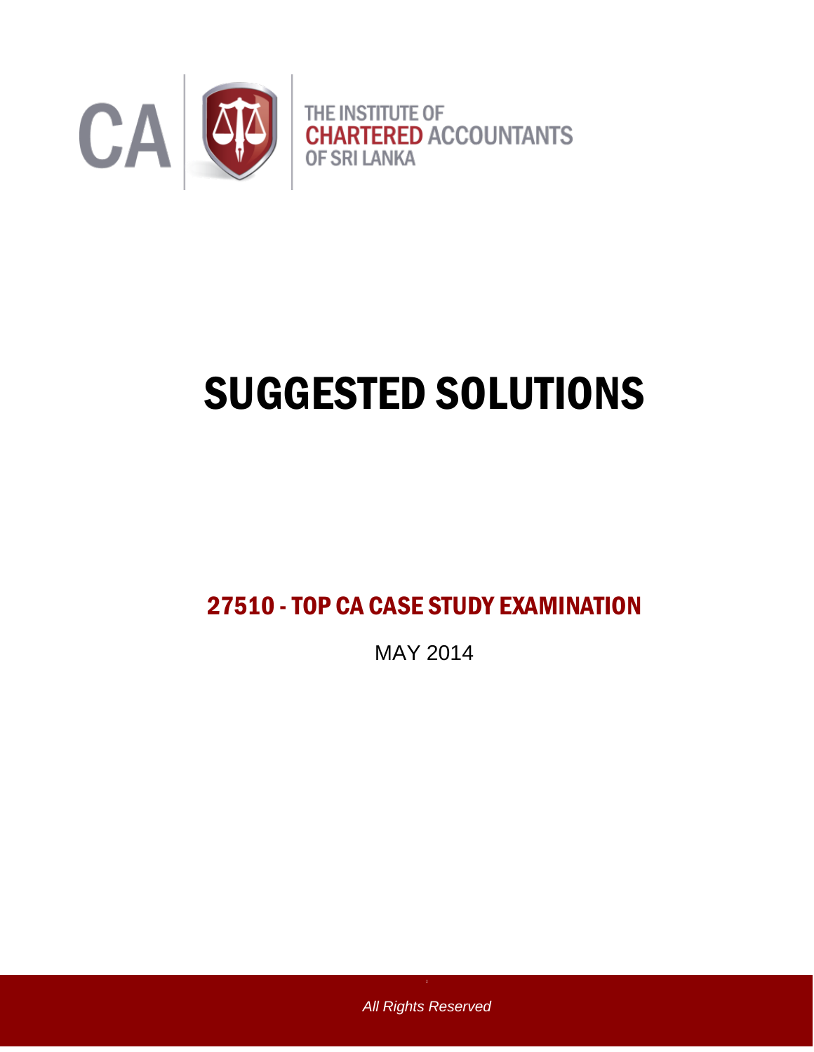CA

THE INSTITUTE OF
CHARTERED ACCOUNTANTS
OF SRI LANKA

# SUGGESTED SOLUTIONS

## 27510 - TOP CA CASE STUDY EXAMINATION

MAY 2014

*All Rights Reserved*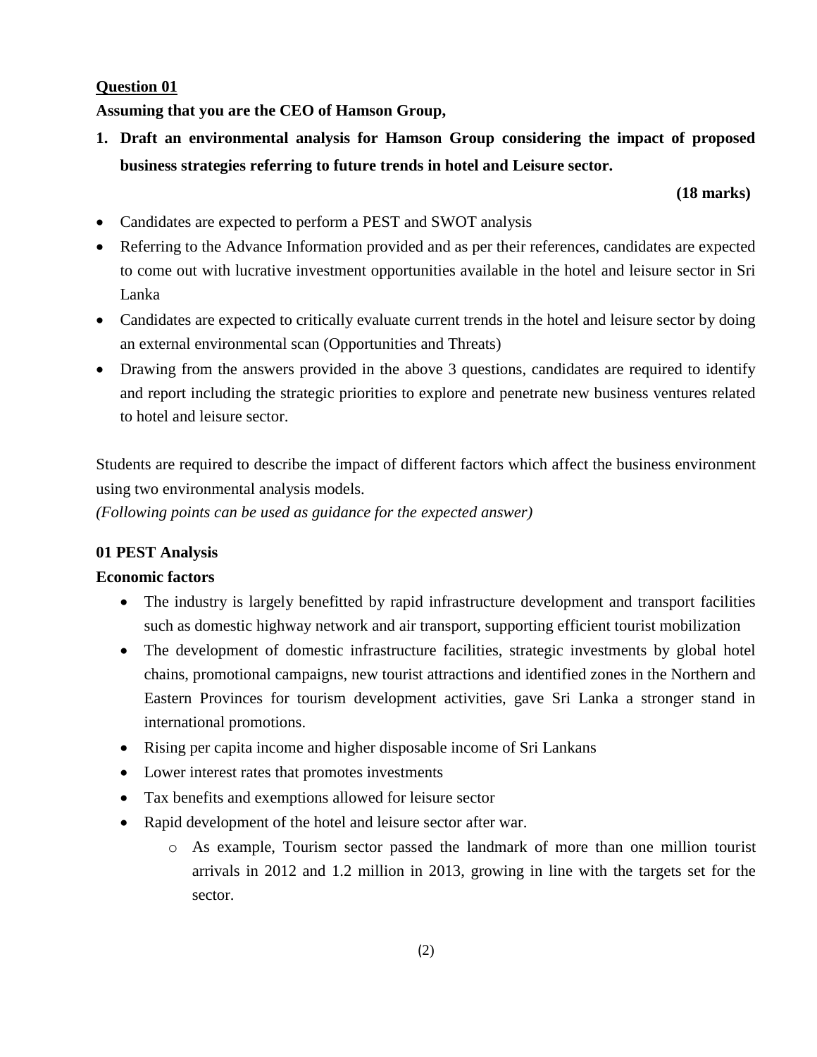**Question 01**

**Assuming that you are the CEO of Hamson Group,**

1. **Draft an environmental analysis for Hamson Group considering the impact of proposed business strategies referring to future trends in hotel and Leisure sector.**

**(18 marks)**

- Candidates are expected to perform a PEST and SWOT analysis
- Referring to the Advance Information provided and as per their references, candidates are expected to come out with lucrative investment opportunities available in the hotel and leisure sector in Sri Lanka
- Candidates are expected to critically evaluate current trends in the hotel and leisure sector by doing an external environmental scan (Opportunities and Threats)
- Drawing from the answers provided in the above 3 questions, candidates are required to identify and report including the strategic priorities to explore and penetrate new business ventures related to hotel and leisure sector.

Students are required to describe the impact of different factors which affect the business environment using two environmental analysis models.
*(Following points can be used as guidance for the expected answer)*

**01 PEST Analysis**

**Economic factors**

- The industry is largely benefitted by rapid infrastructure development and transport facilities such as domestic highway network and air transport, supporting efficient tourist mobilization
- The development of domestic infrastructure facilities, strategic investments by global hotel chains, promotional campaigns, new tourist attractions and identified zones in the Northern and Eastern Provinces for tourism development activities, gave Sri Lanka a stronger stand in international promotions.
- Rising per capita income and higher disposable income of Sri Lankans
- Lower interest rates that promotes investments
- Tax benefits and exemptions allowed for leisure sector
- Rapid development of the hotel and leisure sector after war.
    - As example, Tourism sector passed the landmark of more than one million tourist arrivals in 2012 and 1.2 million in 2013, growing in line with the targets set for the sector.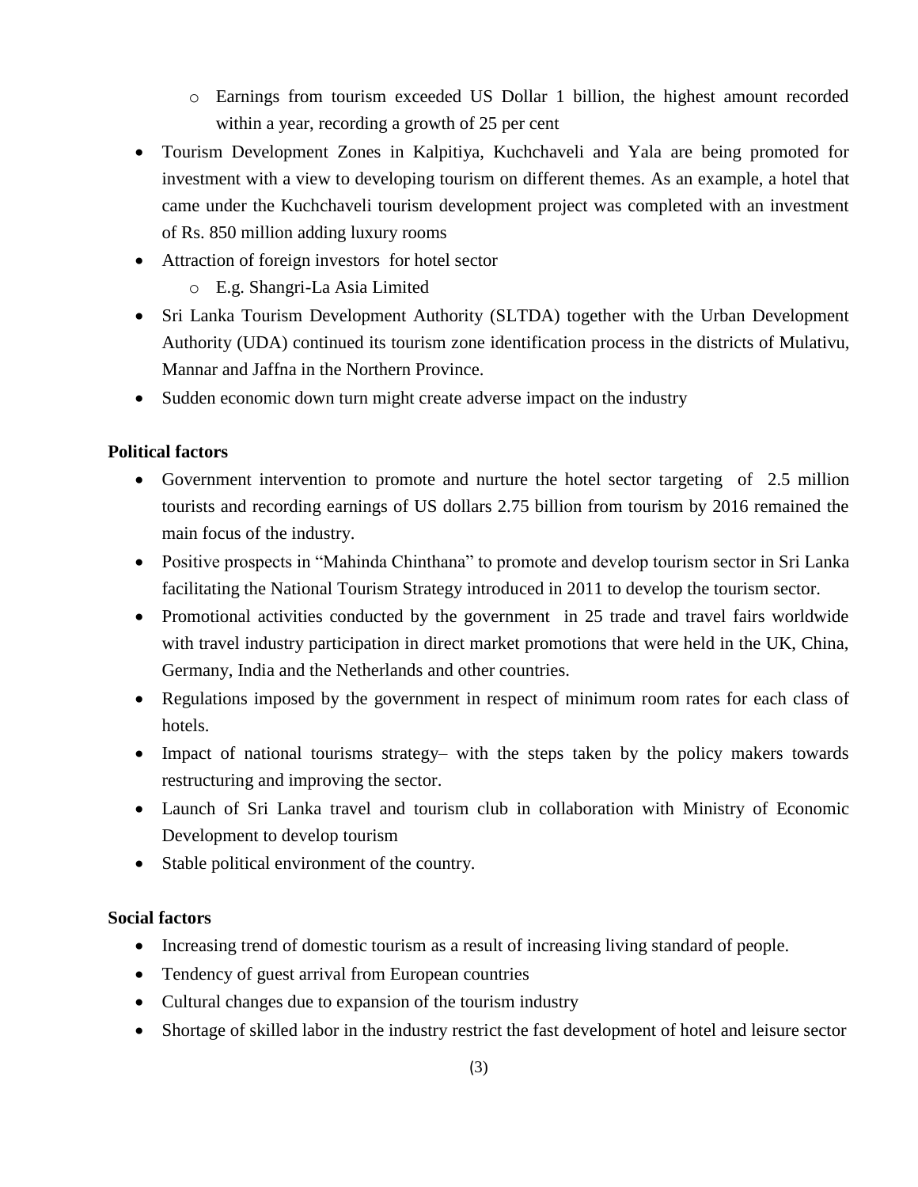- Earnings from tourism exceeded US Dollar 1 billion, the highest amount recorded within a year, recording a growth of 25 per cent
- Tourism Development Zones in Kalpitiya, Kuchchaveli and Yala are being promoted for investment with a view to developing tourism on different themes. As an example, a hotel that came under the Kuchchaveli tourism development project was completed with an investment of Rs. 850 million adding luxury rooms
- Attraction of foreign investors for hotel sector
    - E.g. Shangri-La Asia Limited
- Sri Lanka Tourism Development Authority (SLTDA) together with the Urban Development Authority (UDA) continued its tourism zone identification process in the districts of Mulativu, Mannar and Jaffna in the Northern Province.
- Sudden economic down turn might create adverse impact on the industry

**Political factors**

- Government intervention to promote and nurture the hotel sector targeting of 2.5 million tourists and recording earnings of US dollars 2.75 billion from tourism by 2016 remained the main focus of the industry.
- Positive prospects in "Mahinda Chinthana" to promote and develop tourism sector in Sri Lanka facilitating the National Tourism Strategy introduced in 2011 to develop the tourism sector.
- Promotional activities conducted by the government in 25 trade and travel fairs worldwide with travel industry participation in direct market promotions that were held in the UK, China, Germany, India and the Netherlands and other countries.
- Regulations imposed by the government in respect of minimum room rates for each class of hotels.
- Impact of national tourisms strategy– with the steps taken by the policy makers towards restructuring and improving the sector.
- Launch of Sri Lanka travel and tourism club in collaboration with Ministry of Economic Development to develop tourism
- Stable political environment of the country.

**Social factors**

- Increasing trend of domestic tourism as a result of increasing living standard of people.
- Tendency of guest arrival from European countries
- Cultural changes due to expansion of the tourism industry
- Shortage of skilled labor in the industry restrict the fast development of hotel and leisure sector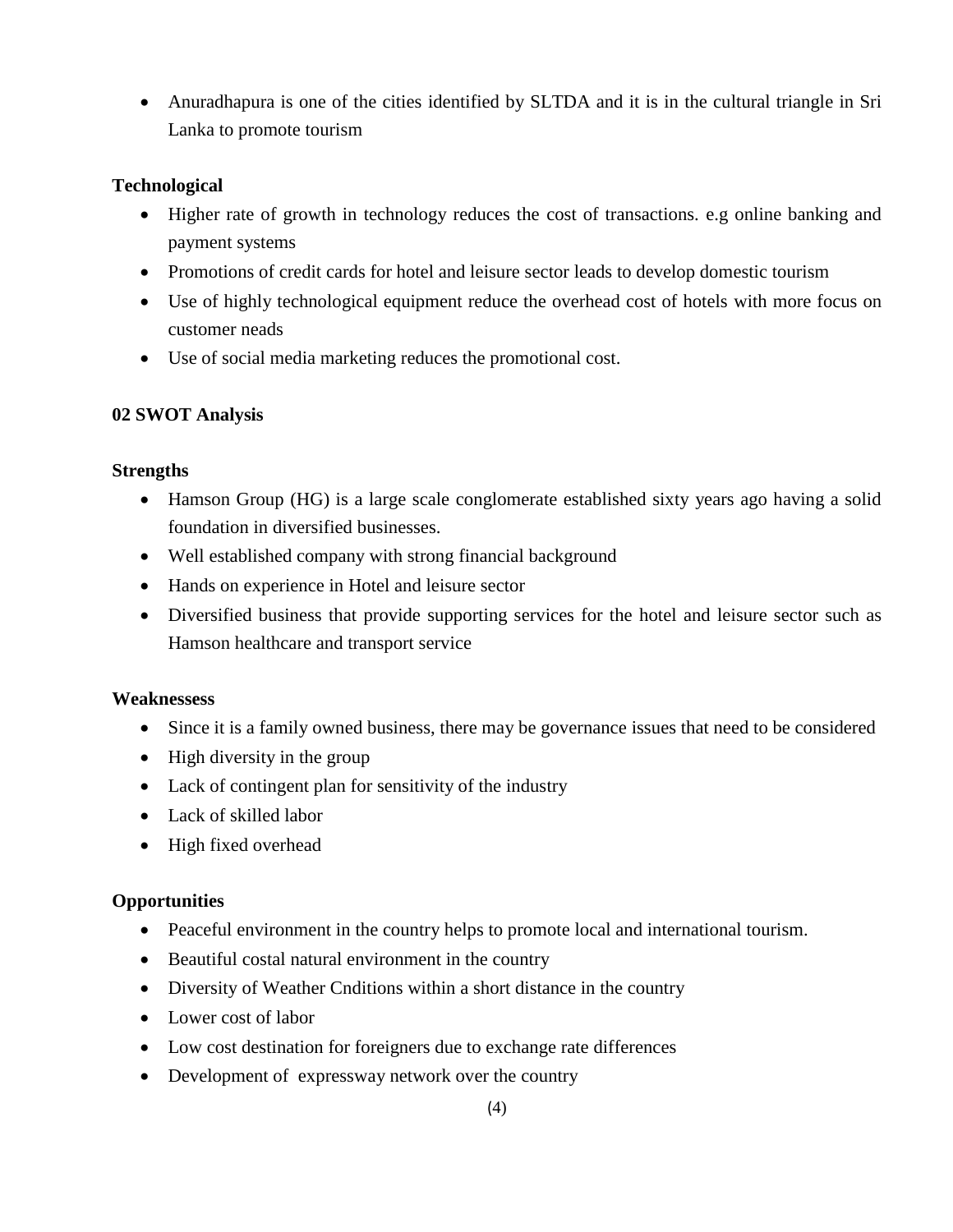- Anuradhapura is one of the cities identified by SLTDA and it is in the cultural triangle in Sri Lanka to promote tourism

**Technological**

- Higher rate of growth in technology reduces the cost of transactions. e.g online banking and payment systems
- Promotions of credit cards for hotel and leisure sector leads to develop domestic tourism
- Use of highly technological equipment reduce the overhead cost of hotels with more focus on customer neads
- Use of social media marketing reduces the promotional cost.

**02 SWOT Analysis**

**Strengths**

- Hamson Group (HG) is a large scale conglomerate established sixty years ago having a solid foundation in diversified businesses.
- Well established company with strong financial background
- Hands on experience in Hotel and leisure sector
- Diversified business that provide supporting services for the hotel and leisure sector such as Hamson healthcare and transport service

**Weaknessess**

- Since it is a family owned business, there may be governance issues that need to be considered
- High diversity in the group
- Lack of contingent plan for sensitivity of the industry
- Lack of skilled labor
- High fixed overhead

**Opportunities**

- Peaceful environment in the country helps to promote local and international tourism.
- Beautiful costal natural environment in the country
- Diversity of Weather Cnditions within a short distance in the country
- Lower cost of labor
- Low cost destination for foreigners due to exchange rate differences
- Development of expressway network over the country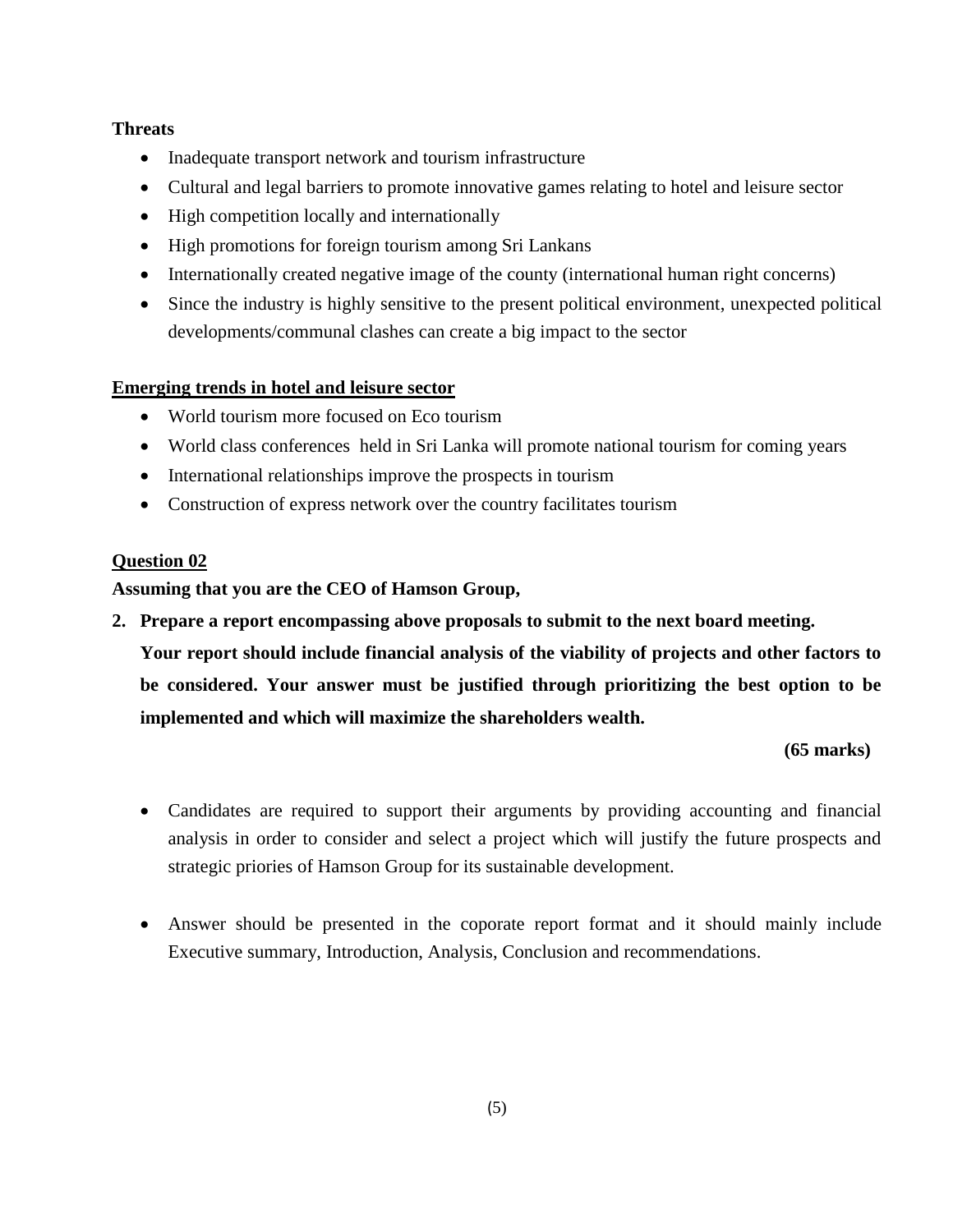**Threats**

- Inadequate transport network and tourism infrastructure
- Cultural and legal barriers to promote innovative games relating to hotel and leisure sector
- High competition locally and internationally
- High promotions for foreign tourism among Sri Lankans
- Internationally created negative image of the county (international human right concerns)
- Since the industry is highly sensitive to the present political environment, unexpected political developments/communal clashes can create a big impact to the sector

**Emerging trends in hotel and leisure sector**

- World tourism more focused on Eco tourism
- World class conferences held in Sri Lanka will promote national tourism for coming years
- International relationships improve the prospects in tourism
- Construction of express network over the country facilitates tourism

**Question 02**

**Assuming that you are the CEO of Hamson Group,**

**2. Prepare a report encompassing above proposals to submit to the next board meeting. Your report should include financial analysis of the viability of projects and other factors to be considered. Your answer must be justified through prioritizing the best option to be implemented and which will maximize the shareholders wealth.**

**(65 marks)**

- Candidates are required to support their arguments by providing accounting and financial analysis in order to consider and select a project which will justify the future prospects and strategic priories of Hamson Group for its sustainable development.

- Answer should be presented in the coporate report format and it should mainly include Executive summary, Introduction, Analysis, Conclusion and recommendations.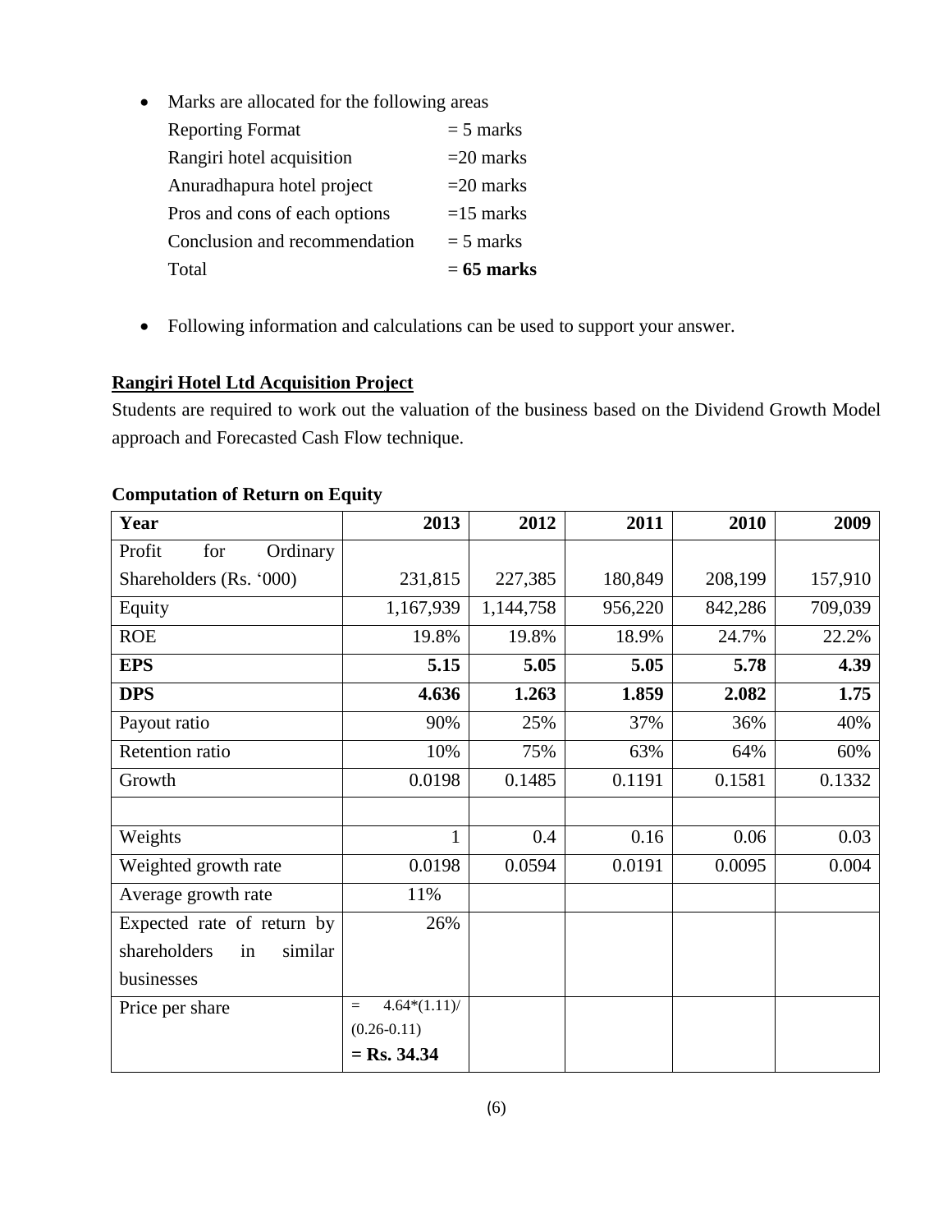- Marks are allocated for the following areas

| | |
|---|---|
| Reporting Format | = 5 marks |
| Rangiri hotel acquisition | =20 marks |
| Anuradhapura hotel project | =20 marks |
| Pros and cons of each options | =15 marks |
| Conclusion and recommendation | = 5 marks |
| Total | = **65 marks** |

- Following information and calculations can be used to support your answer.

**Rangiri Hotel Ltd Acquisition Project**

Students are required to work out the valuation of the business based on the Dividend Growth Model approach and Forecasted Cash Flow technique.

**Computation of Return on Equity**

| **Year** | **2013** | **2012** | **2011** | **2010** | **2009** |
|---|---|---|---|---|---|
| Profit for Ordinary Shareholders (Rs. '000) | 231,815 | 227,385 | 180,849 | 208,199 | 157,910 |
| Equity | 1,167,939 | 1,144,758 | 956,220 | 842,286 | 709,039 |
| ROE | 19.8% | 19.8% | 18.9% | 24.7% | 22.2% |
| **EPS** | **5.15** | **5.05** | **5.05** | **5.78** | **4.39** |
| **DPS** | **4.636** | **1.263** | **1.859** | **2.082** | **1.75** |
| Payout ratio | 90% | 25% | 37% | 36% | 40% |
| Retention ratio | 10% | 75% | 63% | 64% | 60% |
| Growth | 0.0198 | 0.1485 | 0.1191 | 0.1581 | 0.1332 |
| | | | | | |
| Weights | 1 | 0.4 | 0.16 | 0.06 | 0.03 |
| Weighted growth rate | 0.0198 | 0.0594 | 0.0191 | 0.0095 | 0.004 |
| Average growth rate | 11% | | | | |
| Expected rate of return by shareholders in similar businesses | 26% | | | | |
| Price per share | = 4.64*(1.11)/ (0.26-0.11) **= Rs. 34.34** | | | | |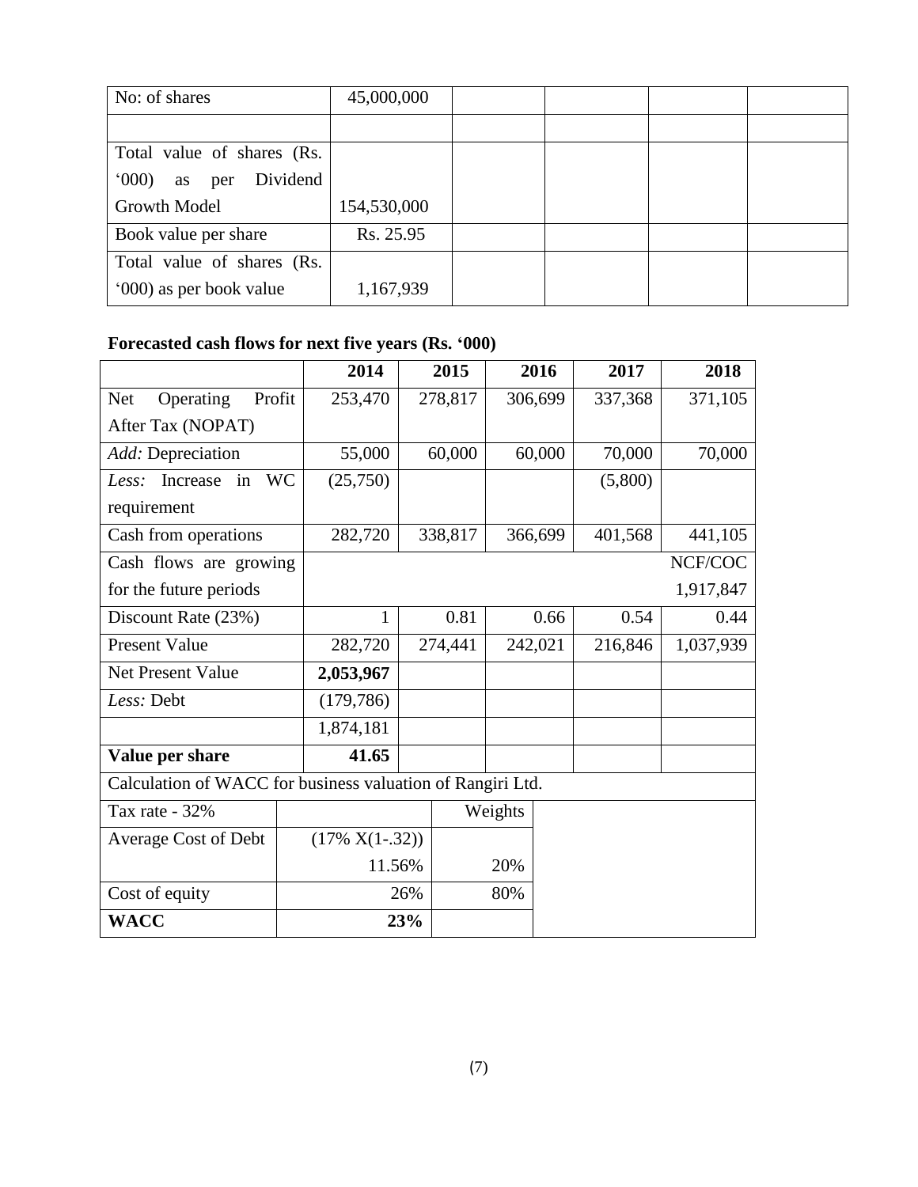| No: of shares | 45,000,000 | | | | |
|---|---|---|---|---|---|
| | | | | | |
| Total value of shares (Rs. '000) as per Dividend Growth Model | 154,530,000 | | | | |
| Book value per share | Rs. 25.95 | | | | |
| Total value of shares (Rs. '000) as per book value | 1,167,939 | | | | |

**Forecasted cash flows for next five years (Rs. '000)**

| | 2014 | 2015 | 2016 | 2017 | 2018 |
|---|---|---|---|---|---|
| Net Operating Profit After Tax (NOPAT) | 253,470 | 278,817 | 306,699 | 337,368 | 371,105 |
| *Add:* Depreciation | 55,000 | 60,000 | 60,000 | 70,000 | 70,000 |
| *Less:* Increase in WC requirement | (25,750) | | | (5,800) | |
| Cash from operations | 282,720 | 338,817 | 366,699 | 401,568 | 441,105 |
| Cash flows are growing for the future periods | | | | | NCF/COC 1,917,847 |
| Discount Rate (23%) | 1 | 0.81 | 0.66 | 0.54 | 0.44 |
| Present Value | 282,720 | 274,441 | 242,021 | 216,846 | 1,037,939 |
| Net Present Value | **2,053,967** | | | | |
| *Less:* Debt | (179,786) | | | | |
| | 1,874,181 | | | | |
| **Value per share** | **41.65** | | | | |

Calculation of WACC for business valuation of Rangiri Ltd.

| Tax rate - 32% | | Weights |
|---|---|---|
| Average Cost of Debt | (17% X(1-.32)) 11.56% | 20% |
| Cost of equity | 26% | 80% |
| **WACC** | **23%** | |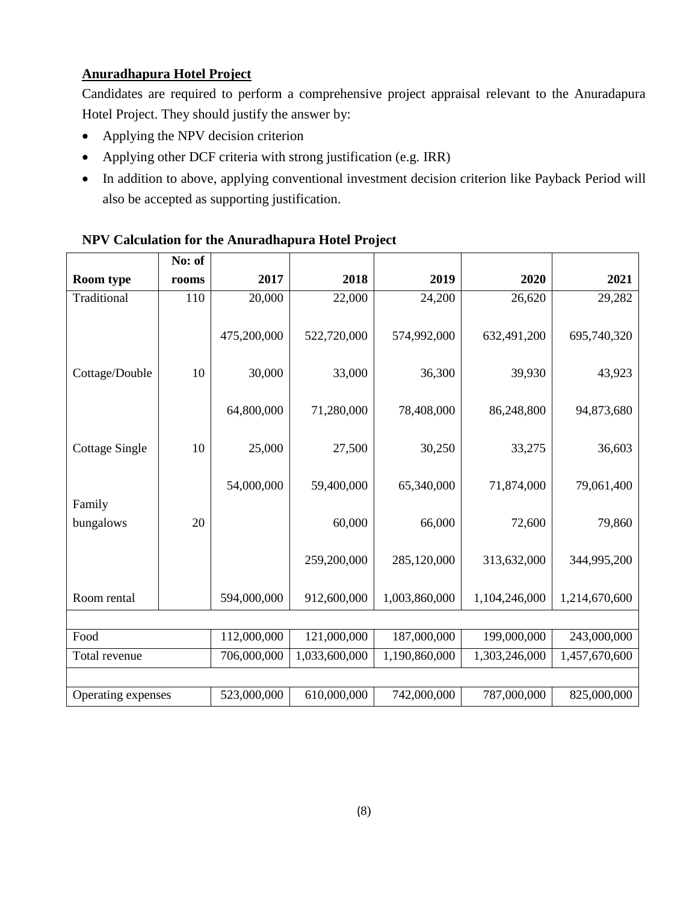### Anuradhapura Hotel Project

Candidates are required to perform a comprehensive project appraisal relevant to the Anuradapura Hotel Project. They should justify the answer by:

- Applying the NPV decision criterion
- Applying other DCF criteria with strong justification (e.g. IRR)
- In addition to above, applying conventional investment decision criterion like Payback Period will also be accepted as supporting justification.

**NPV Calculation for the Anuradhapura Hotel Project**

| Room type | No: of rooms | 2017 | 2018 | 2019 | 2020 | 2021 |
|---|---|---|---|---|---|---|
| Traditional | 110 | 20,000 | 22,000 | 24,200 | 26,620 | 29,282 |
| | | 475,200,000 | 522,720,000 | 574,992,000 | 632,491,200 | 695,740,320 |
| Cottage/Double | 10 | 30,000 | 33,000 | 36,300 | 39,930 | 43,923 |
| | | 64,800,000 | 71,280,000 | 78,408,000 | 86,248,800 | 94,873,680 |
| Cottage Single | 10 | 25,000 | 27,500 | 30,250 | 33,275 | 36,603 |
| | | 54,000,000 | 59,400,000 | 65,340,000 | 71,874,000 | 79,061,400 |
| Family bungalows | 20 | | 60,000 | 66,000 | 72,600 | 79,860 |
| | | | 259,200,000 | 285,120,000 | 313,632,000 | 344,995,200 |
| Room rental | | 594,000,000 | 912,600,000 | 1,003,860,000 | 1,104,246,000 | 1,214,670,600 |
| | | | | | | |
| Food | | 112,000,000 | 121,000,000 | 187,000,000 | 199,000,000 | 243,000,000 |
| Total revenue | | 706,000,000 | 1,033,600,000 | 1,190,860,000 | 1,303,246,000 | 1,457,670,600 |
| | | | | | | |
| Operating expenses | | 523,000,000 | 610,000,000 | 742,000,000 | 787,000,000 | 825,000,000 |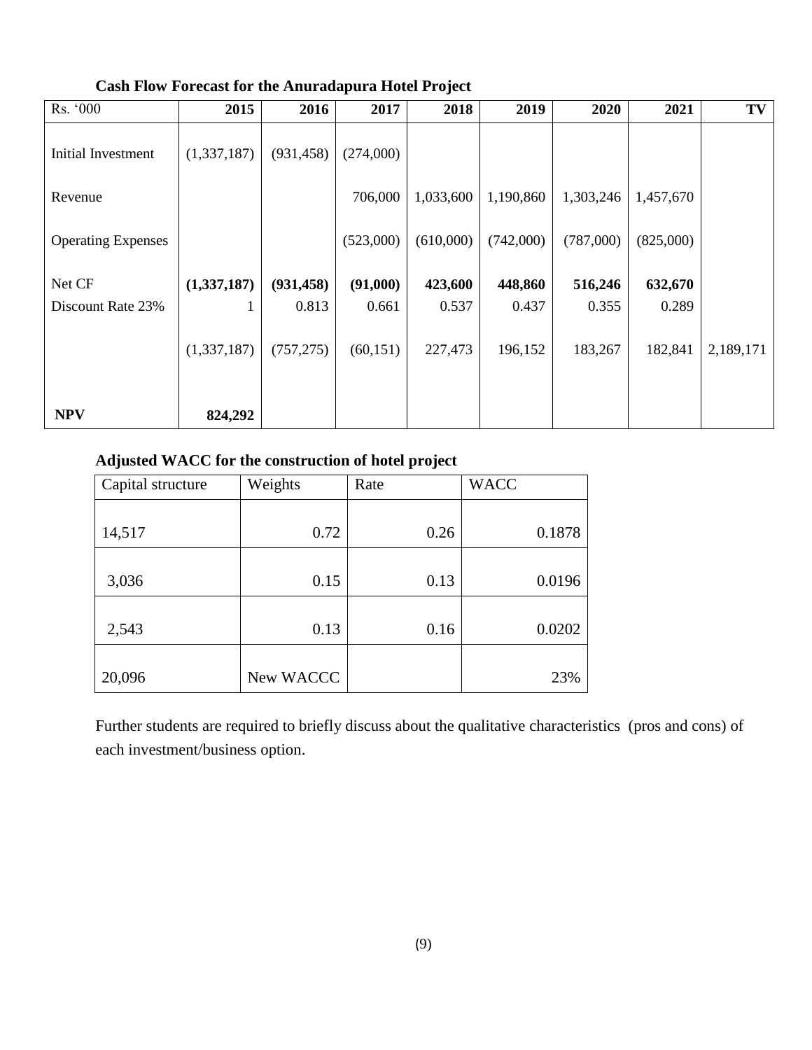**Cash Flow Forecast for the Anuradapura Hotel Project**

| Rs. '000 | 2015 | 2016 | 2017 | 2018 | 2019 | 2020 | 2021 | TV |
|---|---|---|---|---|---|---|---|---|
| Initial Investment | (1,337,187) | (931,458) | (274,000) | | | | | |
| Revenue | | | 706,000 | 1,033,600 | 1,190,860 | 1,303,246 | 1,457,670 | |
| Operating Expenses | | | (523,000) | (610,000) | (742,000) | (787,000) | (825,000) | |
| Net CF | **(1,337,187)** | **(931,458)** | **(91,000)** | **423,600** | **448,860** | **516,246** | **632,670** | |
| Discount Rate 23% | 1 | 0.813 | 0.661 | 0.537 | 0.437 | 0.355 | 0.289 | |
| | (1,337,187) | (757,275) | (60,151) | 227,473 | 196,152 | 183,267 | 182,841 | 2,189,171 |
| **NPV** | **824,292** | | | | | | | |

**Adjusted WACC for the construction of hotel project**

| Capital structure | Weights | Rate | WACC |
|---|---|---|---|
| 14,517 | 0.72 | 0.26 | 0.1878 |
| 3,036 | 0.15 | 0.13 | 0.0196 |
| 2,543 | 0.13 | 0.16 | 0.0202 |
| 20,096 | New WACCC | | 23% |

Further students are required to briefly discuss about the qualitative characteristics (pros and cons) of each investment/business option.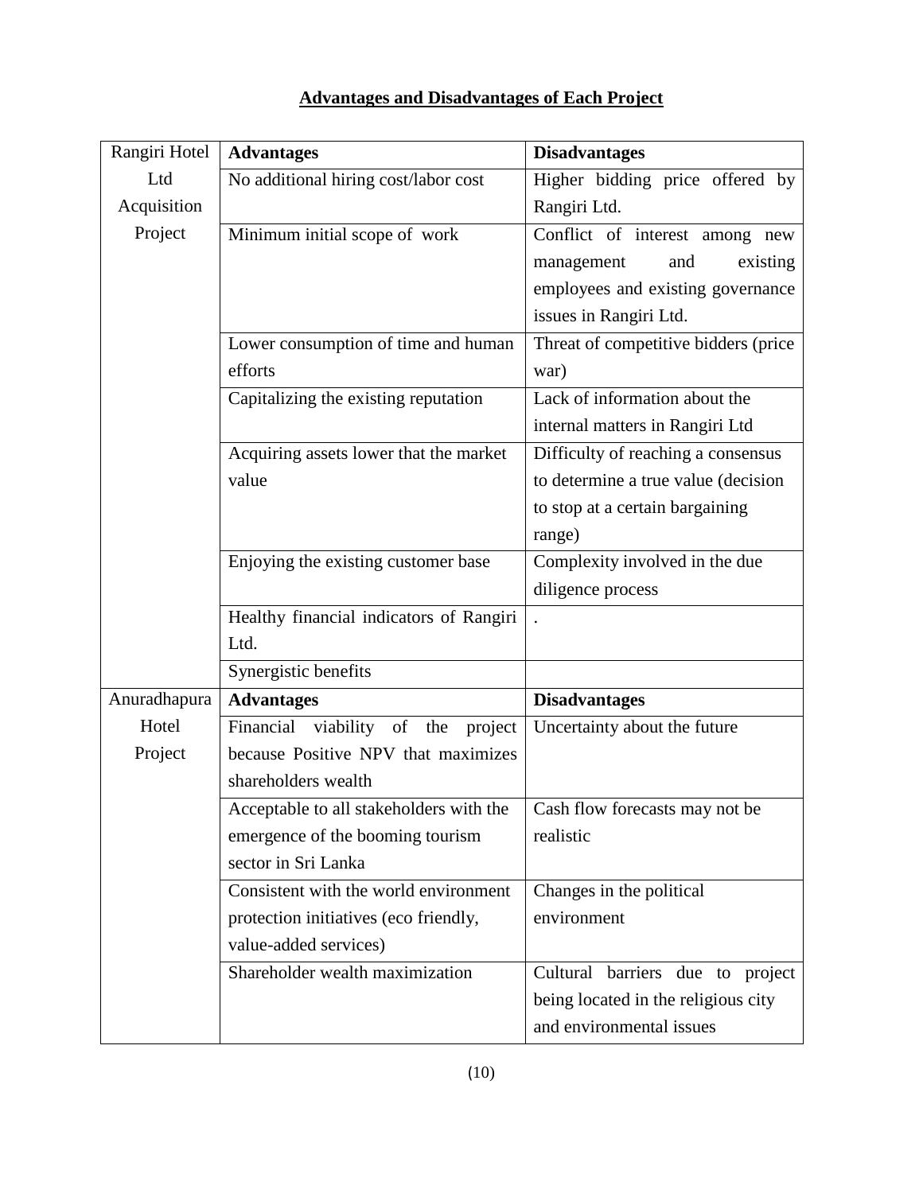## Advantages and Disadvantages of Each Project

| Rangiri Hotel Ltd Acquisition Project | **Advantages** | **Disadvantages** |
|---|---|---|
| | No additional hiring cost/labor cost | Higher bidding price offered by Rangiri Ltd. |
| | Minimum initial scope of work | Conflict of interest among new management and existing employees and existing governance issues in Rangiri Ltd. |
| | Lower consumption of time and human efforts | Threat of competitive bidders (price war) |
| | Capitalizing the existing reputation | Lack of information about the internal matters in Rangiri Ltd |
| | Acquiring assets lower that the market value | Difficulty of reaching a consensus to determine a true value (decision to stop at a certain bargaining range) |
| | Enjoying the existing customer base | Complexity involved in the due diligence process |
| | Healthy financial indicators of Rangiri Ltd. | . |
| | Synergistic benefits | |
| Anuradhapura Hotel Project | **Advantages** | **Disadvantages** |
| | Financial viability of the project because Positive NPV that maximizes shareholders wealth | Uncertainty about the future |
| | Acceptable to all stakeholders with the emergence of the booming tourism sector in Sri Lanka | Cash flow forecasts may not be realistic |
| | Consistent with the world environment protection initiatives (eco friendly, value-added services) | Changes in the political environment |
| | Shareholder wealth maximization | Cultural barriers due to project being located in the religious city and environmental issues |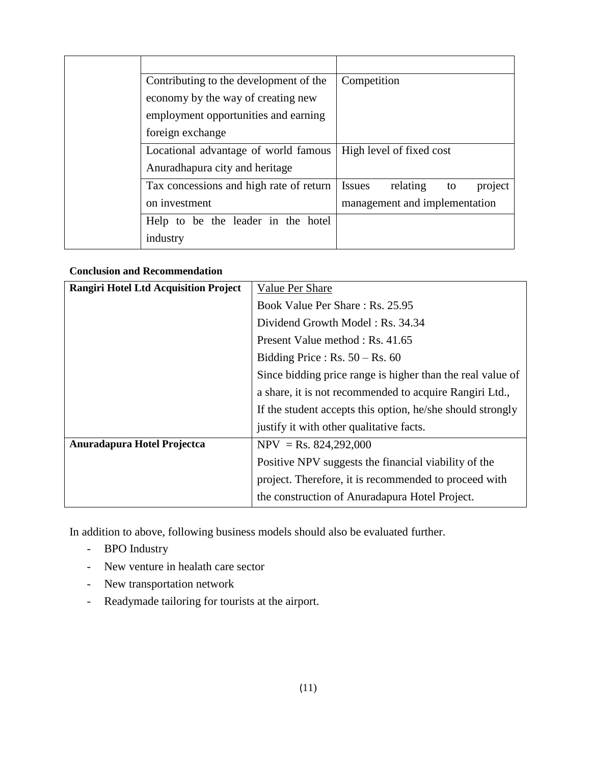| | | |
|---|---|---|
| | | |
| | Contributing to the development of the economy by the way of creating new employment opportunities and earning foreign exchange | Competition |
| | Locational advantage of world famous Anuradhapura city and heritage | High level of fixed cost |
| | Tax concessions and high rate of return on investment | Issues relating to project management and implementation |
| | Help to be the leader in the hotel industry | |

**Conclusion and Recommendation**

| **Rangiri Hotel Ltd Acquisition Project** | Value Per Share<br>Book Value Per Share : Rs. 25.95<br>Dividend Growth Model : Rs. 34.34<br>Present Value method : Rs. 41.65<br>Bidding Price : Rs. 50 – Rs. 60<br>Since bidding price range is higher than the real value of a share, it is not recommended to acquire Rangiri Ltd.,<br>If the student accepts this option, he/she should strongly justify it with other qualitative facts. |
|---|---|
| **Anuradapura Hotel Projectca** | NPV = Rs. 824,292,000<br>Positive NPV suggests the financial viability of the project. Therefore, it is recommended to proceed with the construction of Anuradapura Hotel Project. |

In addition to above, following business models should also be evaluated further.

- BPO Industry
- New venture in healath care sector
- New transportation network
- Readymade tailoring for tourists at the airport.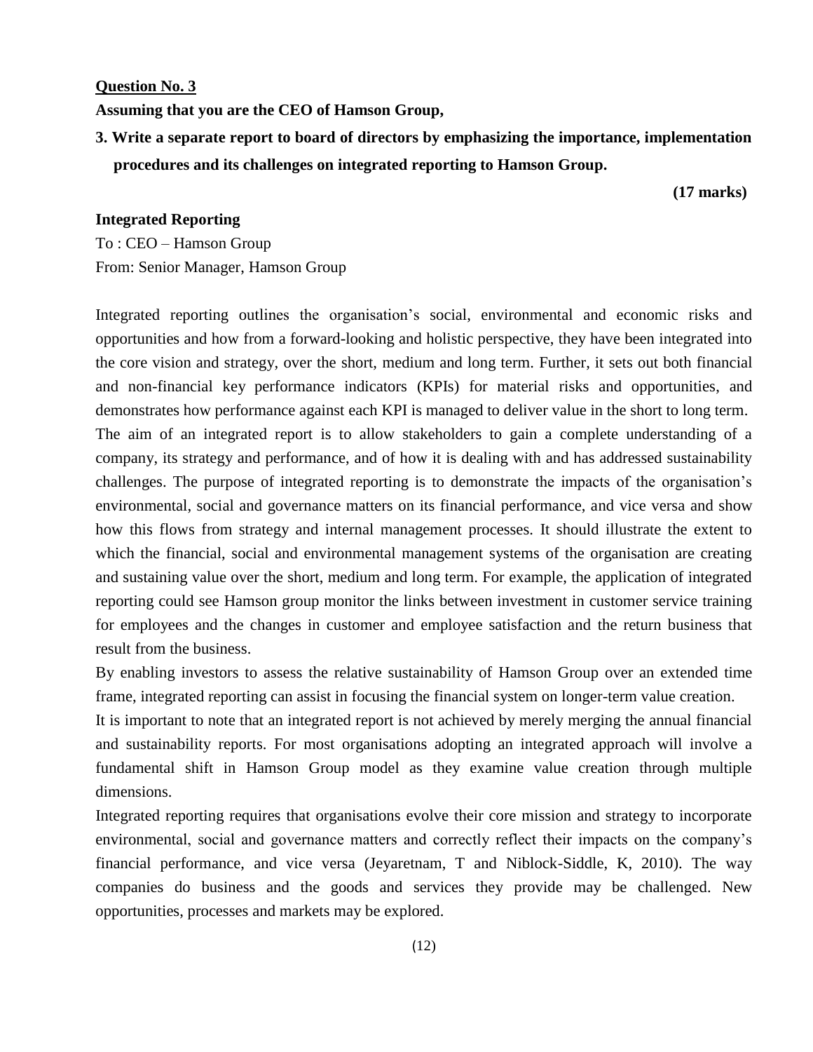**Question No. 3**

**Assuming that you are the CEO of Hamson Group,**

**3. Write a separate report to board of directors by emphasizing the importance, implementation procedures and its challenges on integrated reporting to Hamson Group.**

**(17 marks)**

**Integrated Reporting**

To : CEO – Hamson Group
From: Senior Manager, Hamson Group

Integrated reporting outlines the organisation's social, environmental and economic risks and opportunities and how from a forward-looking and holistic perspective, they have been integrated into the core vision and strategy, over the short, medium and long term. Further, it sets out both financial and non-financial key performance indicators (KPIs) for material risks and opportunities, and demonstrates how performance against each KPI is managed to deliver value in the short to long term.
The aim of an integrated report is to allow stakeholders to gain a complete understanding of a company, its strategy and performance, and of how it is dealing with and has addressed sustainability challenges. The purpose of integrated reporting is to demonstrate the impacts of the organisation's environmental, social and governance matters on its financial performance, and vice versa and show how this flows from strategy and internal management processes. It should illustrate the extent to which the financial, social and environmental management systems of the organisation are creating and sustaining value over the short, medium and long term. For example, the application of integrated reporting could see Hamson group monitor the links between investment in customer service training for employees and the changes in customer and employee satisfaction and the return business that result from the business.
By enabling investors to assess the relative sustainability of Hamson Group over an extended time frame, integrated reporting can assist in focusing the financial system on longer-term value creation.
It is important to note that an integrated report is not achieved by merely merging the annual financial and sustainability reports. For most organisations adopting an integrated approach will involve a fundamental shift in Hamson Group model as they examine value creation through multiple dimensions.
Integrated reporting requires that organisations evolve their core mission and strategy to incorporate environmental, social and governance matters and correctly reflect their impacts on the company's financial performance, and vice versa (Jeyaretnam, T and Niblock-Siddle, K, 2010). The way companies do business and the goods and services they provide may be challenged. New opportunities, processes and markets may be explored.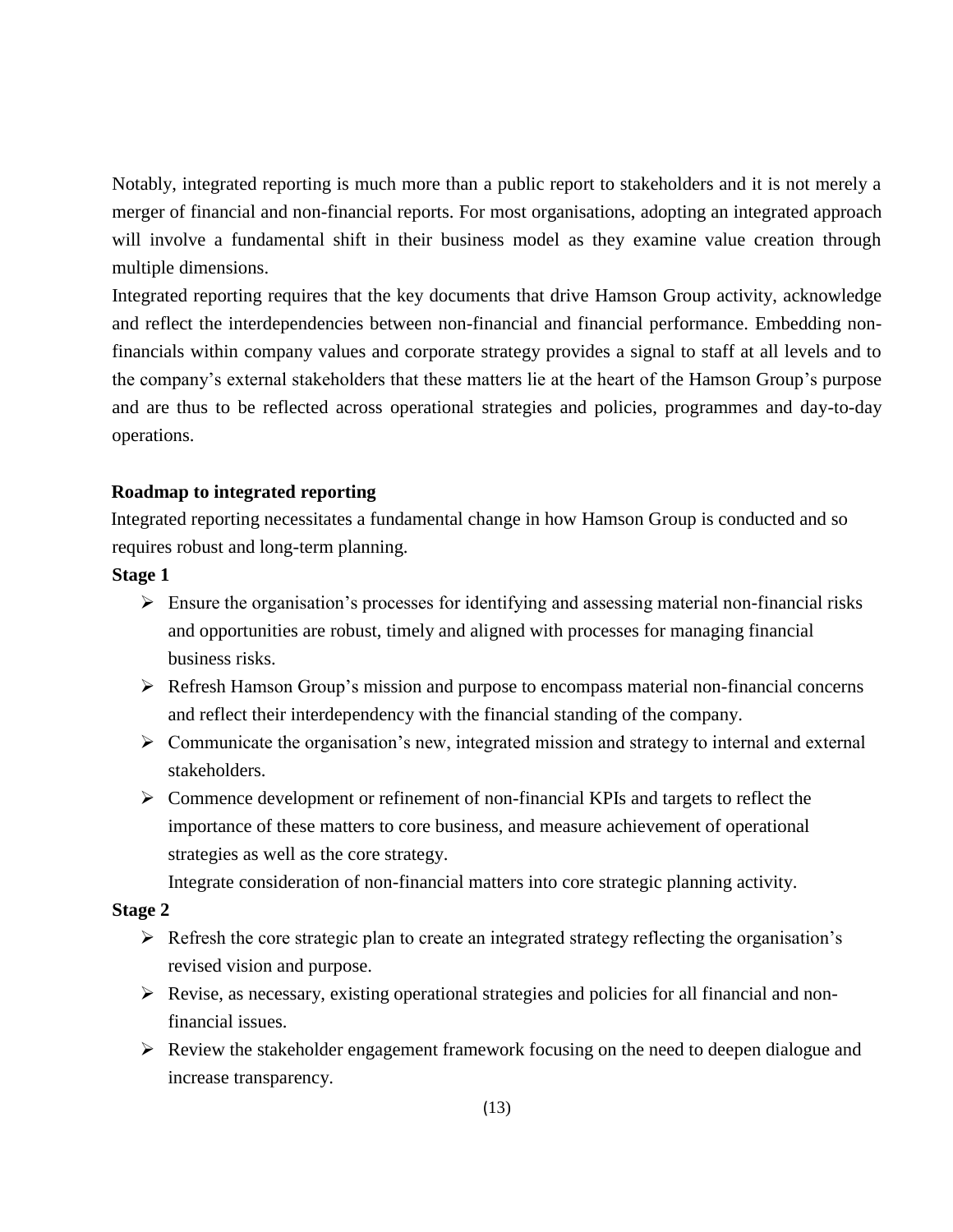Notably, integrated reporting is much more than a public report to stakeholders and it is not merely a merger of financial and non-financial reports. For most organisations, adopting an integrated approach will involve a fundamental shift in their business model as they examine value creation through multiple dimensions.

Integrated reporting requires that the key documents that drive Hamson Group activity, acknowledge and reflect the interdependencies between non-financial and financial performance. Embedding non-financials within company values and corporate strategy provides a signal to staff at all levels and to the company's external stakeholders that these matters lie at the heart of the Hamson Group's purpose and are thus to be reflected across operational strategies and policies, programmes and day-to-day operations.

**Roadmap to integrated reporting**

Integrated reporting necessitates a fundamental change in how Hamson Group is conducted and so requires robust and long-term planning.

**Stage 1**

- Ensure the organisation's processes for identifying and assessing material non-financial risks and opportunities are robust, timely and aligned with processes for managing financial business risks.
- Refresh Hamson Group's mission and purpose to encompass material non-financial concerns and reflect their interdependency with the financial standing of the company.
- Communicate the organisation's new, integrated mission and strategy to internal and external stakeholders.
- Commence development or refinement of non-financial KPIs and targets to reflect the importance of these matters to core business, and measure achievement of operational strategies as well as the core strategy.

  Integrate consideration of non-financial matters into core strategic planning activity.

**Stage 2**

- Refresh the core strategic plan to create an integrated strategy reflecting the organisation's revised vision and purpose.
- Revise, as necessary, existing operational strategies and policies for all financial and non-financial issues.
- Review the stakeholder engagement framework focusing on the need to deepen dialogue and increase transparency.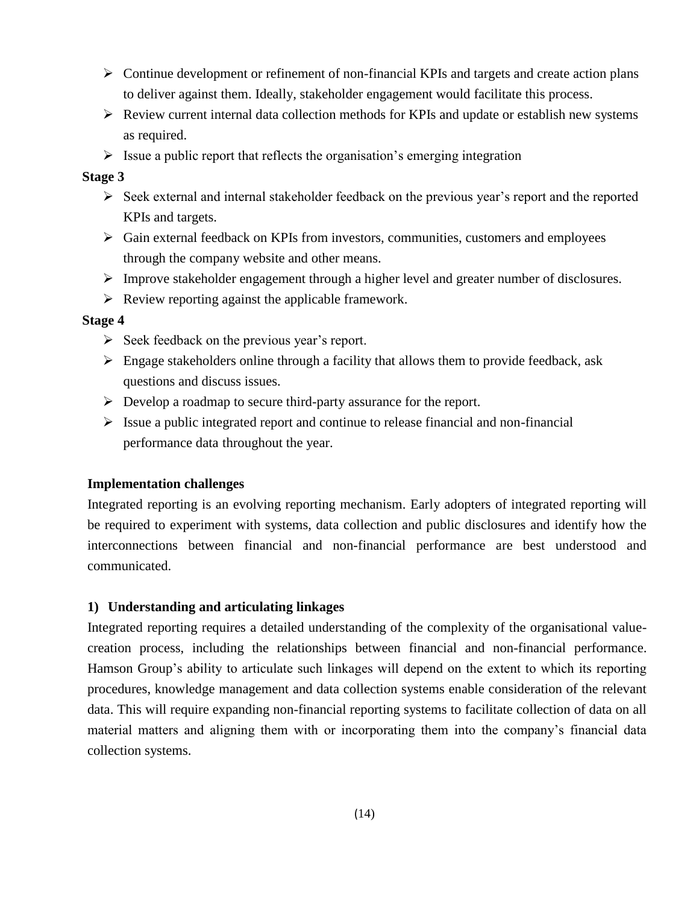- Continue development or refinement of non-financial KPIs and targets and create action plans to deliver against them. Ideally, stakeholder engagement would facilitate this process.
- Review current internal data collection methods for KPIs and update or establish new systems as required.
- Issue a public report that reflects the organisation's emerging integration

**Stage 3**

- Seek external and internal stakeholder feedback on the previous year's report and the reported KPIs and targets.
- Gain external feedback on KPIs from investors, communities, customers and employees through the company website and other means.
- Improve stakeholder engagement through a higher level and greater number of disclosures.
- Review reporting against the applicable framework.

**Stage 4**

- Seek feedback on the previous year's report.
- Engage stakeholders online through a facility that allows them to provide feedback, ask questions and discuss issues.
- Develop a roadmap to secure third-party assurance for the report.
- Issue a public integrated report and continue to release financial and non-financial performance data throughout the year.

**Implementation challenges**

Integrated reporting is an evolving reporting mechanism. Early adopters of integrated reporting will be required to experiment with systems, data collection and public disclosures and identify how the interconnections between financial and non-financial performance are best understood and communicated.

**1) Understanding and articulating linkages**

Integrated reporting requires a detailed understanding of the complexity of the organisational value-creation process, including the relationships between financial and non-financial performance. Hamson Group's ability to articulate such linkages will depend on the extent to which its reporting procedures, knowledge management and data collection systems enable consideration of the relevant data. This will require expanding non-financial reporting systems to facilitate collection of data on all material matters and aligning them with or incorporating them into the company's financial data collection systems.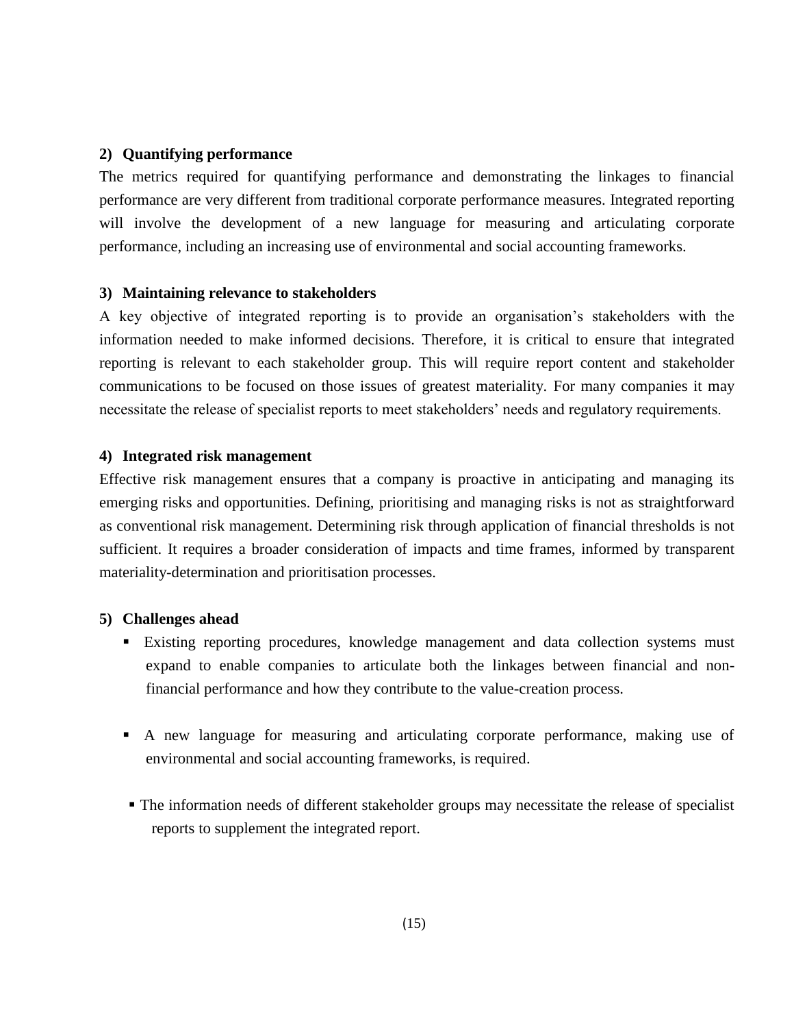### 2) Quantifying performance

The metrics required for quantifying performance and demonstrating the linkages to financial performance are very different from traditional corporate performance measures. Integrated reporting will involve the development of a new language for measuring and articulating corporate performance, including an increasing use of environmental and social accounting frameworks.

### 3) Maintaining relevance to stakeholders

A key objective of integrated reporting is to provide an organisation's stakeholders with the information needed to make informed decisions. Therefore, it is critical to ensure that integrated reporting is relevant to each stakeholder group. This will require report content and stakeholder communications to be focused on those issues of greatest materiality. For many companies it may necessitate the release of specialist reports to meet stakeholders' needs and regulatory requirements.

### 4) Integrated risk management

Effective risk management ensures that a company is proactive in anticipating and managing its emerging risks and opportunities. Defining, prioritising and managing risks is not as straightforward as conventional risk management. Determining risk through application of financial thresholds is not sufficient. It requires a broader consideration of impacts and time frames, informed by transparent materiality-determination and prioritisation processes.

### 5) Challenges ahead

- Existing reporting procedures, knowledge management and data collection systems must expand to enable companies to articulate both the linkages between financial and non-financial performance and how they contribute to the value-creation process.

- A new language for measuring and articulating corporate performance, making use of environmental and social accounting frameworks, is required.

- The information needs of different stakeholder groups may necessitate the release of specialist reports to supplement the integrated report.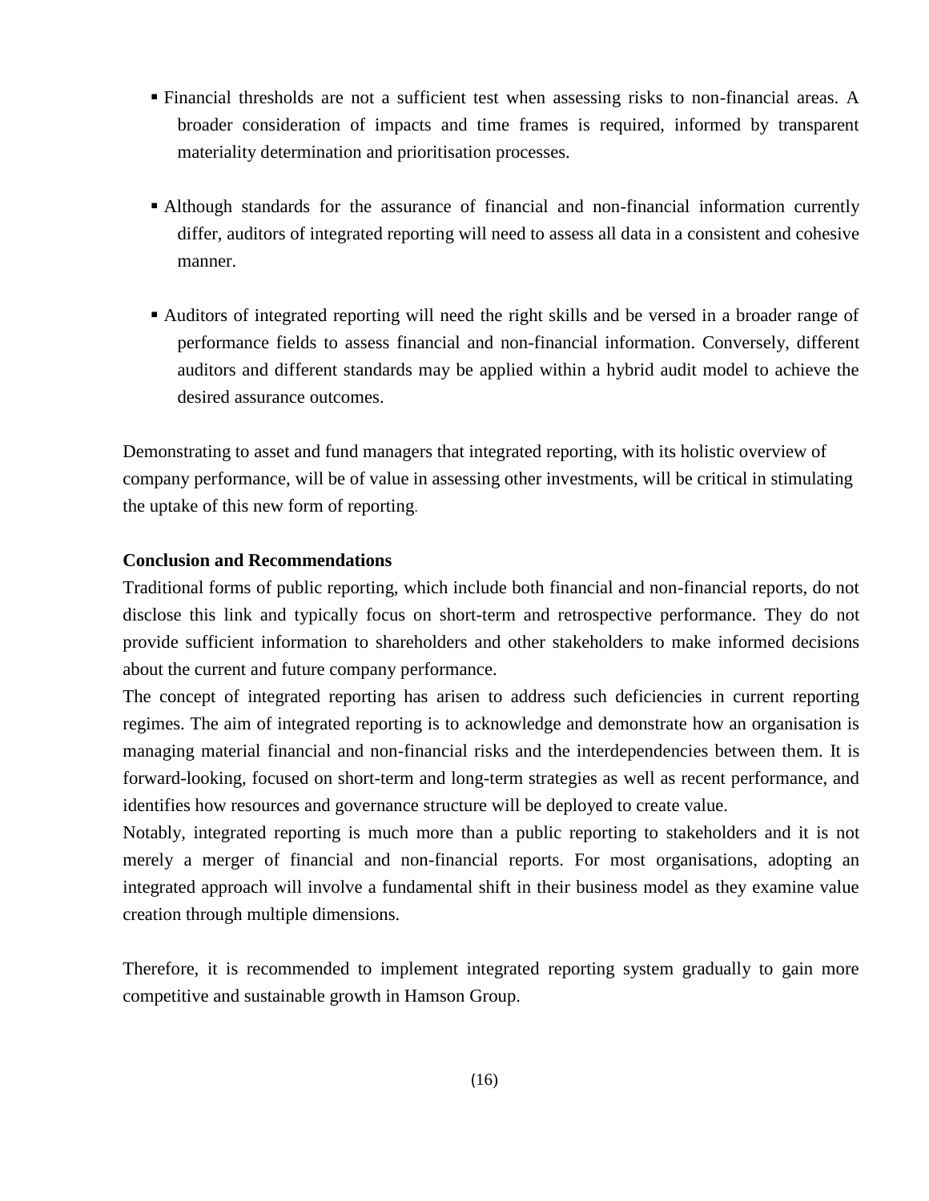- Financial thresholds are not a sufficient test when assessing risks to non-financial areas. A broader consideration of impacts and time frames is required, informed by transparent materiality determination and prioritisation processes.

- Although standards for the assurance of financial and non-financial information currently differ, auditors of integrated reporting will need to assess all data in a consistent and cohesive manner.

- Auditors of integrated reporting will need the right skills and be versed in a broader range of performance fields to assess financial and non-financial information. Conversely, different auditors and different standards may be applied within a hybrid audit model to achieve the desired assurance outcomes.

Demonstrating to asset and fund managers that integrated reporting, with its holistic overview of company performance, will be of value in assessing other investments, will be critical in stimulating the uptake of this new form of reporting.

**Conclusion and Recommendations**

Traditional forms of public reporting, which include both financial and non-financial reports, do not disclose this link and typically focus on short-term and retrospective performance. They do not provide sufficient information to shareholders and other stakeholders to make informed decisions about the current and future company performance.

The concept of integrated reporting has arisen to address such deficiencies in current reporting regimes. The aim of integrated reporting is to acknowledge and demonstrate how an organisation is managing material financial and non-financial risks and the interdependencies between them. It is forward-looking, focused on short-term and long-term strategies as well as recent performance, and identifies how resources and governance structure will be deployed to create value.

Notably, integrated reporting is much more than a public reporting to stakeholders and it is not merely a merger of financial and non-financial reports. For most organisations, adopting an integrated approach will involve a fundamental shift in their business model as they examine value creation through multiple dimensions.

Therefore, it is recommended to implement integrated reporting system gradually to gain more competitive and sustainable growth in Hamson Group.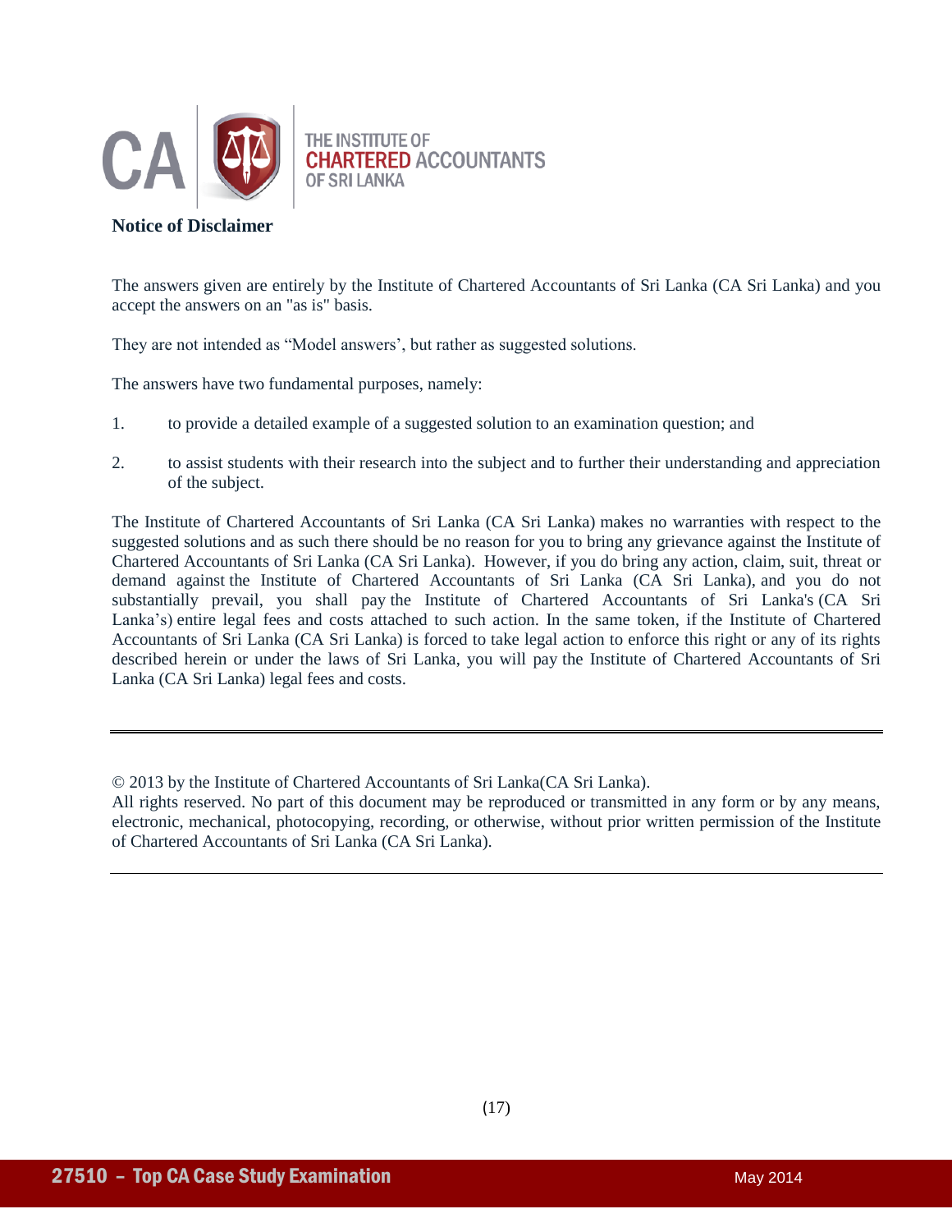THE INSTITUTE OF CHARTERED ACCOUNTANTS OF SRI LANKA

**Notice of Disclaimer**

The answers given are entirely by the Institute of Chartered Accountants of Sri Lanka (CA Sri Lanka) and you accept the answers on an "as is" basis.

They are not intended as "Model answers', but rather as suggested solutions.

The answers have two fundamental purposes, namely:

1. to provide a detailed example of a suggested solution to an examination question; and
2. to assist students with their research into the subject and to further their understanding and appreciation of the subject.

The Institute of Chartered Accountants of Sri Lanka (CA Sri Lanka) makes no warranties with respect to the suggested solutions and as such there should be no reason for you to bring any grievance against the Institute of Chartered Accountants of Sri Lanka (CA Sri Lanka). However, if you do bring any action, claim, suit, threat or demand against the Institute of Chartered Accountants of Sri Lanka (CA Sri Lanka), and you do not substantially prevail, you shall pay the Institute of Chartered Accountants of Sri Lanka's (CA Sri Lanka's) entire legal fees and costs attached to such action. In the same token, if the Institute of Chartered Accountants of Sri Lanka (CA Sri Lanka) is forced to take legal action to enforce this right or any of its rights described herein or under the laws of Sri Lanka, you will pay the Institute of Chartered Accountants of Sri Lanka (CA Sri Lanka) legal fees and costs.

---

© 2013 by the Institute of Chartered Accountants of Sri Lanka(CA Sri Lanka).
All rights reserved. No part of this document may be reproduced or transmitted in any form or by any means, electronic, mechanical, photocopying, recording, or otherwise, without prior written permission of the Institute of Chartered Accountants of Sri Lanka (CA Sri Lanka).

---